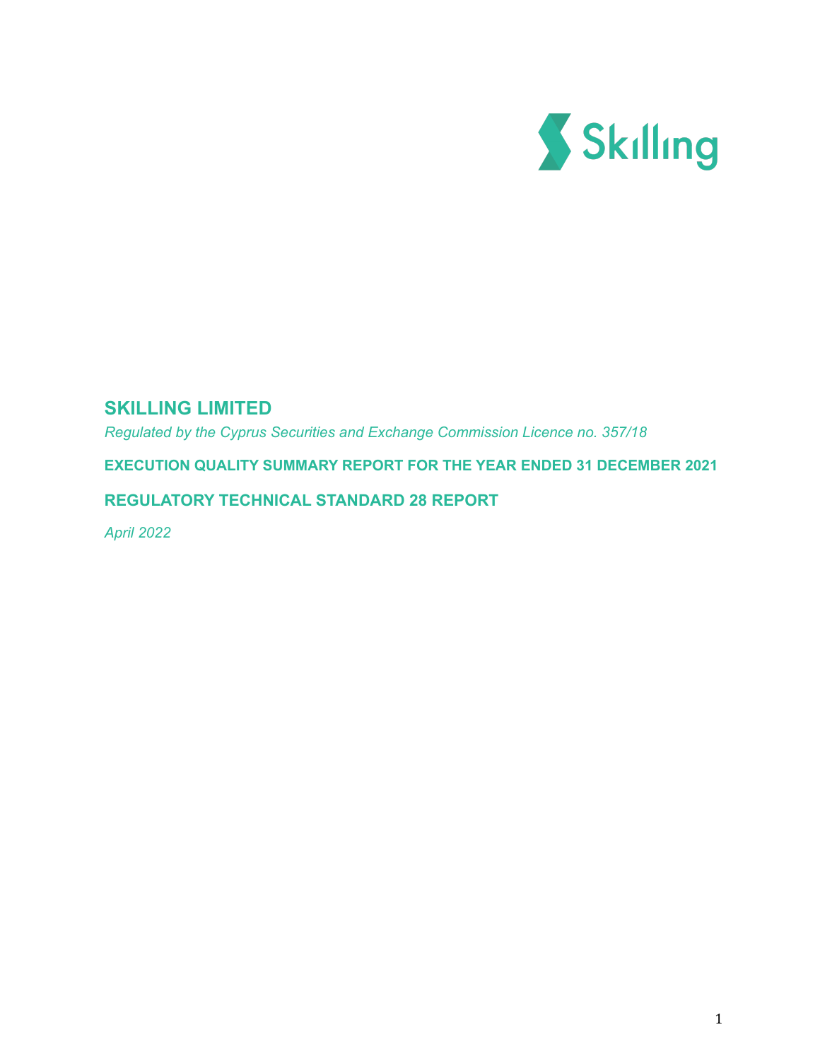# SKILLING LIMITED

*Regulated by the Cyprus Securities and Exchange Commission Licence no. 357/18*

**EXECUTION QUALITY SUMMARY REPORT FOR THE YEAR ENDED 31 DECEMBER 2021**

**REGULATORY TECHNICAL STANDARD 28 REPORT**

*April 2022*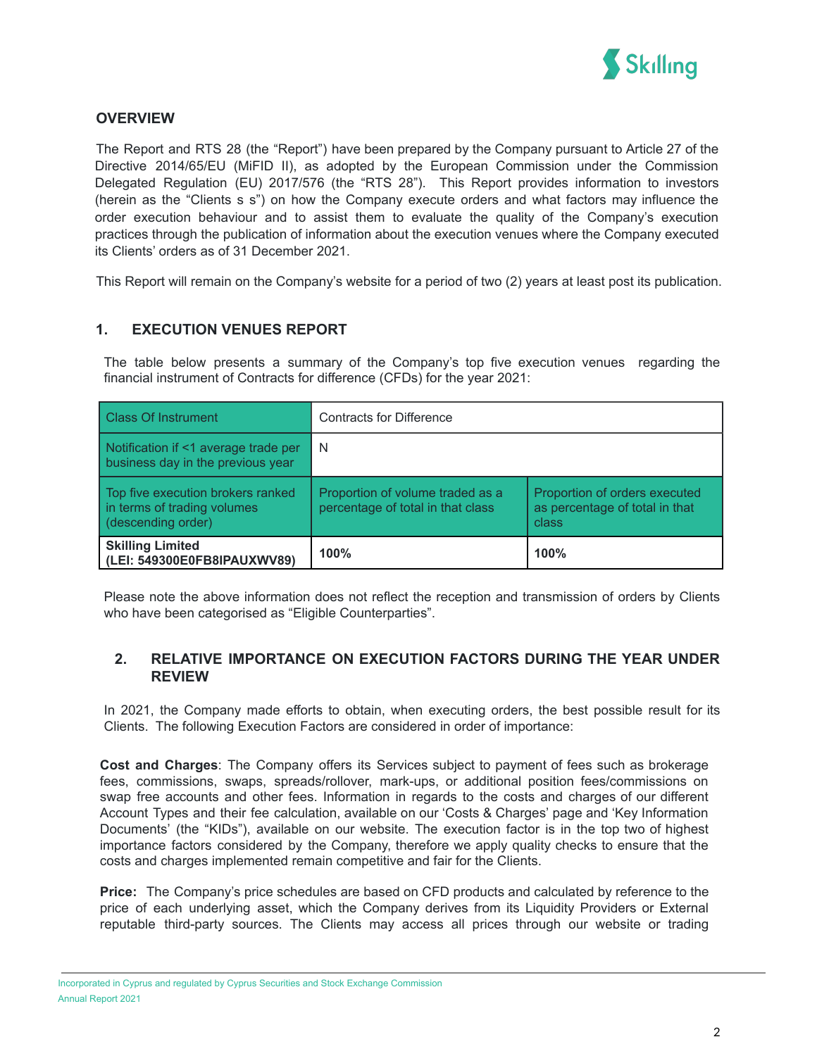## OVERVIEW

The Report and RTS 28 (the "Report") have been prepared by the Company pursuant to Article 27 of the Directive 2014/65/EU (MiFID II), as adopted by the European Commission under the Commission Delegated Regulation (EU) 2017/576 (the "RTS 28"). This Report provides information to investors (herein as the "Clients s s") on how the Company execute orders and what factors may influence the order execution behaviour and to assist them to evaluate the quality of the Company's execution practices through the publication of information about the execution venues where the Company executed its Clients' orders as of 31 December 2021.

This Report will remain on the Company's website for a period of two (2) years at least post its publication.

## 1. EXECUTION VENUES REPORT

The table below presents a summary of the Company's top five execution venues regarding the financial instrument of Contracts for difference (CFDs) for the year 2021:

| Class Of Instrument | Contracts for Difference | |
|---|---|---|
| Notification if <1 average trade per business day in the previous year | N | |
| Top five execution brokers ranked in terms of trading volumes (descending order) | Proportion of volume traded as a percentage of total in that class | Proportion of orders executed as percentage of total in that class |
| **Skilling Limited (LEI: 549300E0FB8IPAUXWV89)** | **100%** | **100%** |

Please note the above information does not reflect the reception and transmission of orders by Clients who have been categorised as "Eligible Counterparties".

## 2. RELATIVE IMPORTANCE ON EXECUTION FACTORS DURING THE YEAR UNDER REVIEW

In 2021, the Company made efforts to obtain, when executing orders, the best possible result for its Clients. The following Execution Factors are considered in order of importance:

**Cost and Charges**: The Company offers its Services subject to payment of fees such as brokerage fees, commissions, swaps, spreads/rollover, mark-ups, or additional position fees/commissions on swap free accounts and other fees. Information in regards to the costs and charges of our different Account Types and their fee calculation, available on our 'Costs & Charges' page and 'Key Information Documents' (the "KIDs"), available on our website. The execution factor is in the top two of highest importance factors considered by the Company, therefore we apply quality checks to ensure that the costs and charges implemented remain competitive and fair for the Clients.

**Price:** The Company's price schedules are based on CFD products and calculated by reference to the price of each underlying asset, which the Company derives from its Liquidity Providers or External reputable third-party sources. The Clients may access all prices through our website or trading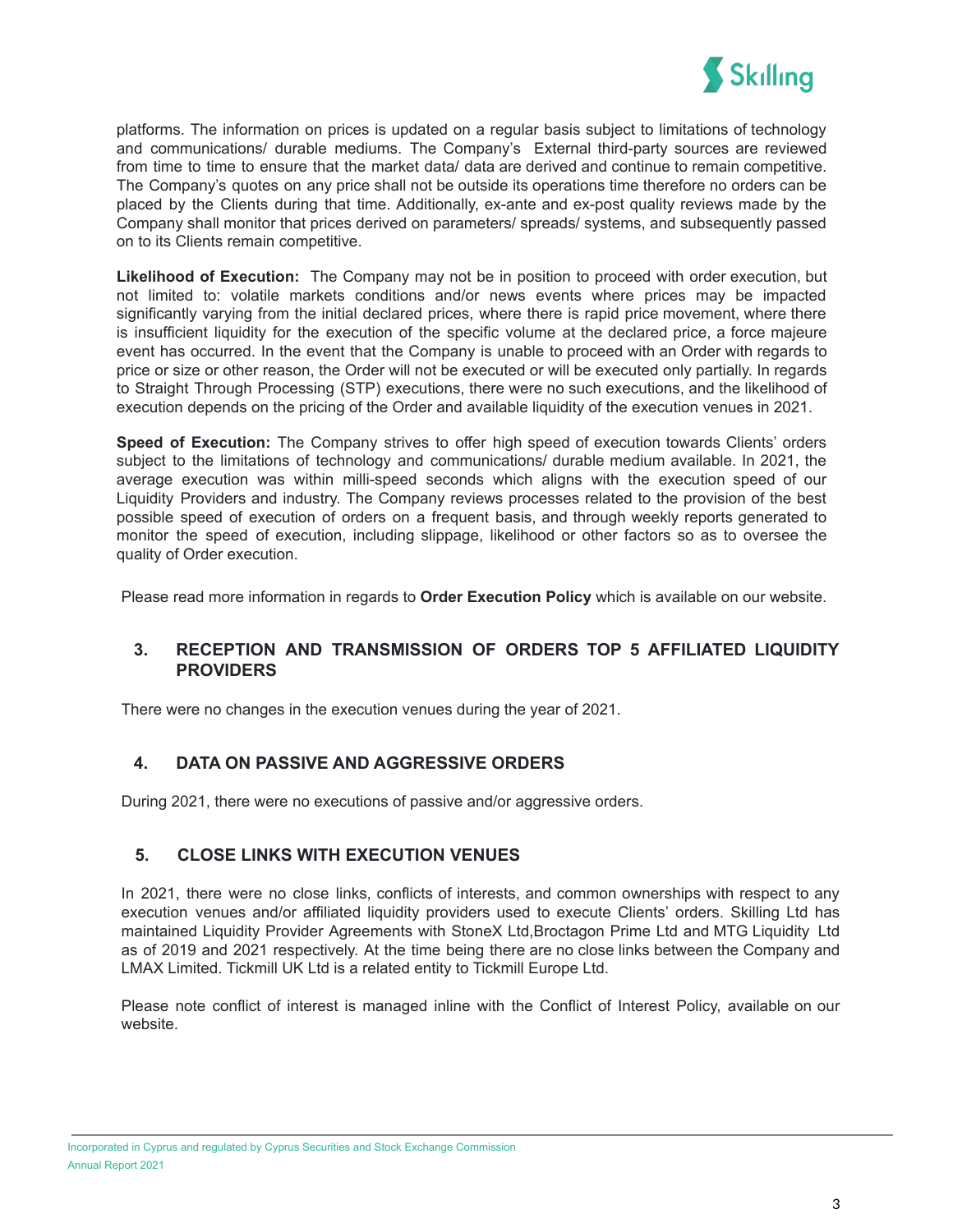platforms. The information on prices is updated on a regular basis subject to limitations of technology and communications/ durable mediums. The Company's External third-party sources are reviewed from time to time to ensure that the market data/ data are derived and continue to remain competitive. The Company's quotes on any price shall not be outside its operations time therefore no orders can be placed by the Clients during that time. Additionally, ex-ante and ex-post quality reviews made by the Company shall monitor that prices derived on parameters/ spreads/ systems, and subsequently passed on to its Clients remain competitive.

**Likelihood of Execution:** The Company may not be in position to proceed with order execution, but not limited to: volatile markets conditions and/or news events where prices may be impacted significantly varying from the initial declared prices, where there is rapid price movement, where there is insufficient liquidity for the execution of the specific volume at the declared price, a force majeure event has occurred. In the event that the Company is unable to proceed with an Order with regards to price or size or other reason, the Order will not be executed or will be executed only partially. In regards to Straight Through Processing (STP) executions, there were no such executions, and the likelihood of execution depends on the pricing of the Order and available liquidity of the execution venues in 2021.

**Speed of Execution:** The Company strives to offer high speed of execution towards Clients' orders subject to the limitations of technology and communications/ durable medium available. In 2021, the average execution was within milli-speed seconds which aligns with the execution speed of our Liquidity Providers and industry. The Company reviews processes related to the provision of the best possible speed of execution of orders on a frequent basis, and through weekly reports generated to monitor the speed of execution, including slippage, likelihood or other factors so as to oversee the quality of Order execution.

Please read more information in regards to **Order Execution Policy** which is available on our website.

## 3. RECEPTION AND TRANSMISSION OF ORDERS TOP 5 AFFILIATED LIQUIDITY PROVIDERS

There were no changes in the execution venues during the year of 2021.

## 4. DATA ON PASSIVE AND AGGRESSIVE ORDERS

During 2021, there were no executions of passive and/or aggressive orders.

## 5. CLOSE LINKS WITH EXECUTION VENUES

In 2021, there were no close links, conflicts of interests, and common ownerships with respect to any execution venues and/or affiliated liquidity providers used to execute Clients' orders. Skilling Ltd has maintained Liquidity Provider Agreements with StoneX Ltd,Broctagon Prime Ltd and MTG Liquidity Ltd as of 2019 and 2021 respectively. At the time being there are no close links between the Company and LMAX Limited. Tickmill UK Ltd is a related entity to Tickmill Europe Ltd.

Please note conflict of interest is managed inline with the Conflict of Interest Policy, available on our website.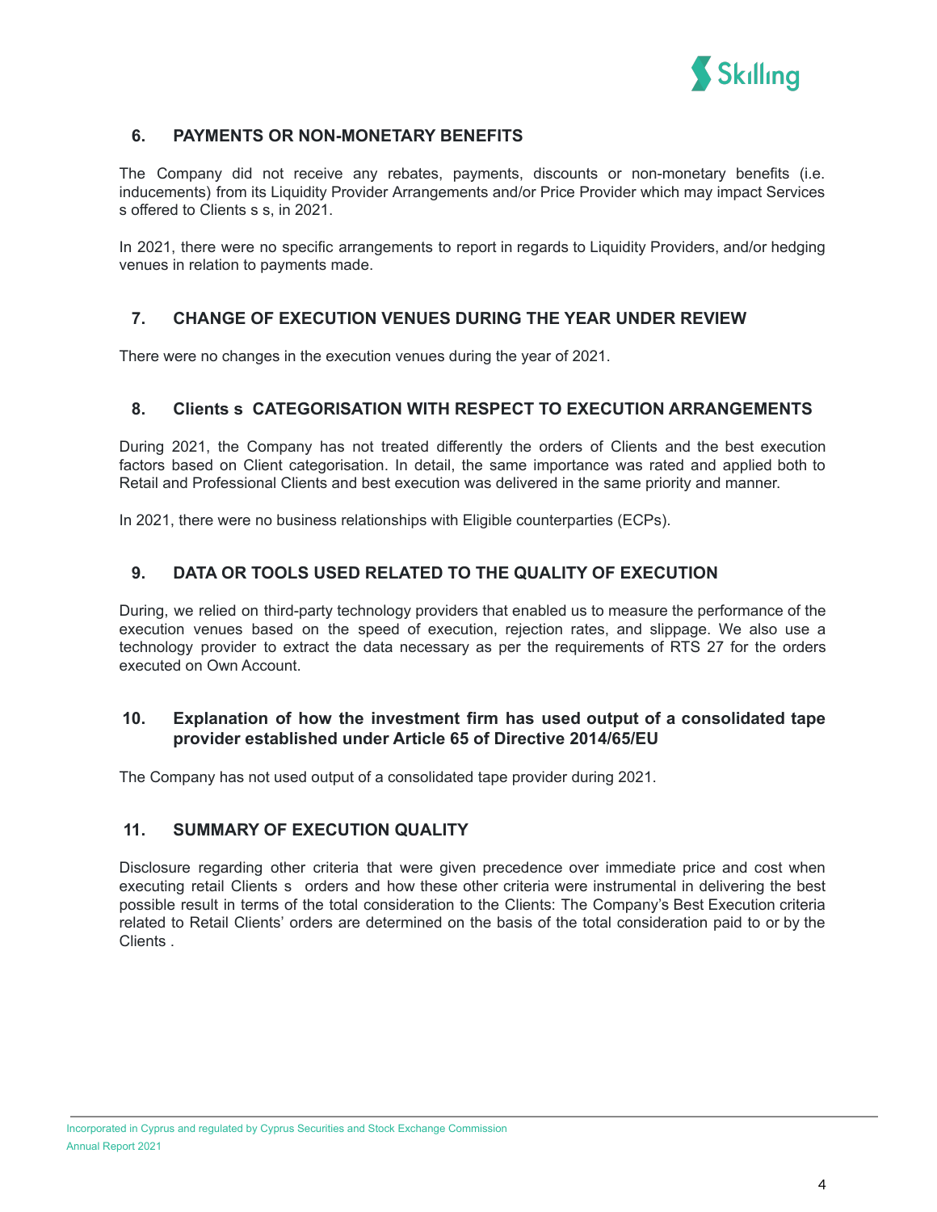## 6. PAYMENTS OR NON-MONETARY BENEFITS

The Company did not receive any rebates, payments, discounts or non-monetary benefits (i.e. inducements) from its Liquidity Provider Arrangements and/or Price Provider which may impact Services s offered to Clients s s, in 2021.

In 2021, there were no specific arrangements to report in regards to Liquidity Providers, and/or hedging venues in relation to payments made.

## 7. CHANGE OF EXECUTION VENUES DURING THE YEAR UNDER REVIEW

There were no changes in the execution venues during the year of 2021.

## 8. Clients s CATEGORISATION WITH RESPECT TO EXECUTION ARRANGEMENTS

During 2021, the Company has not treated differently the orders of Clients and the best execution factors based on Client categorisation. In detail, the same importance was rated and applied both to Retail and Professional Clients and best execution was delivered in the same priority and manner.

In 2021, there were no business relationships with Eligible counterparties (ECPs).

## 9. DATA OR TOOLS USED RELATED TO THE QUALITY OF EXECUTION

During, we relied on third-party technology providers that enabled us to measure the performance of the execution venues based on the speed of execution, rejection rates, and slippage. We also use a technology provider to extract the data necessary as per the requirements of RTS 27 for the orders executed on Own Account.

## 10. Explanation of how the investment firm has used output of a consolidated tape provider established under Article 65 of Directive 2014/65/EU

The Company has not used output of a consolidated tape provider during 2021.

## 11. SUMMARY OF EXECUTION QUALITY

Disclosure regarding other criteria that were given precedence over immediate price and cost when executing retail Clients s orders and how these other criteria were instrumental in delivering the best possible result in terms of the total consideration to the Clients: The Company's Best Execution criteria related to Retail Clients' orders are determined on the basis of the total consideration paid to or by the Clients .